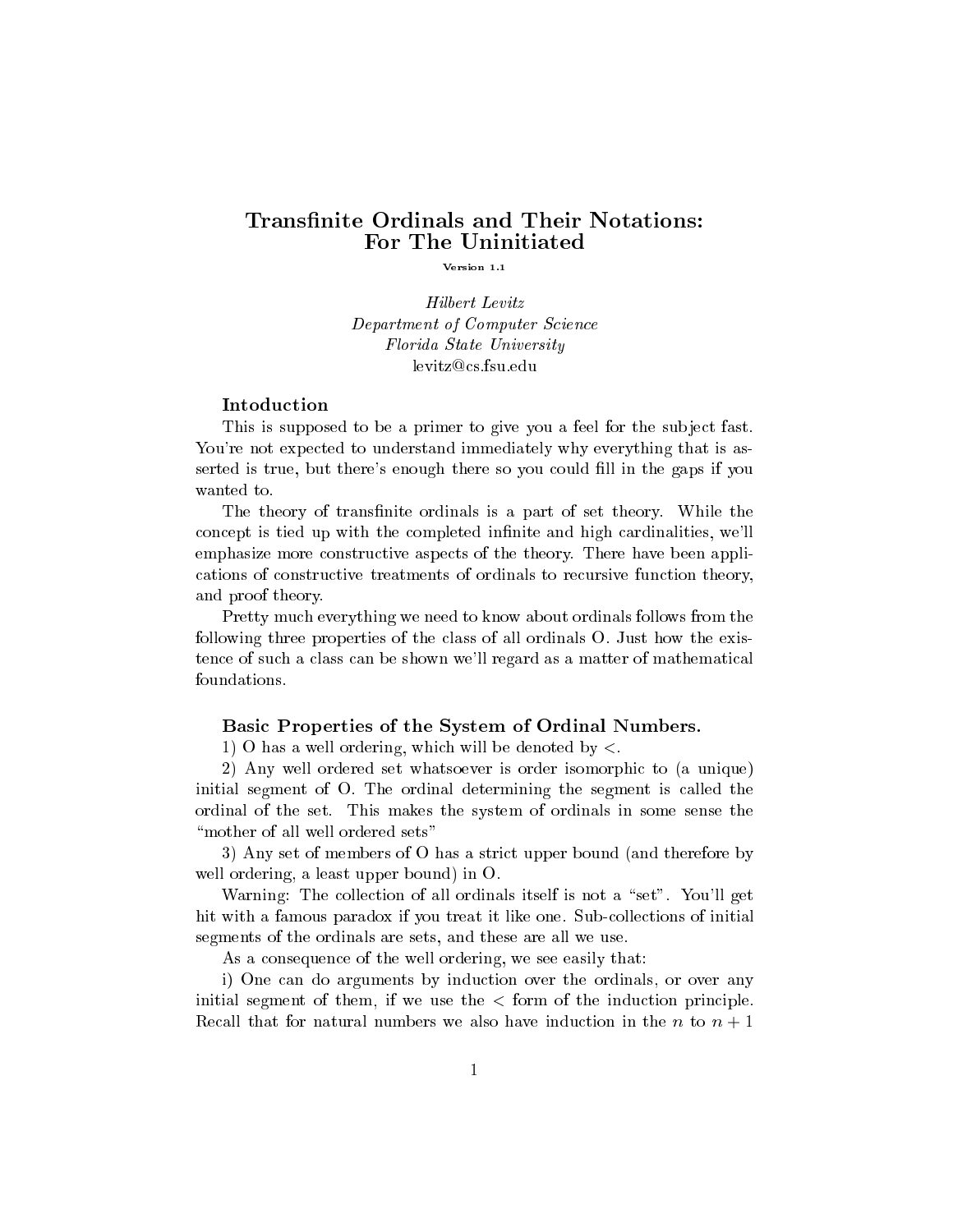# Transfinite Ordinals and Their Notations: For The Uninitiated

Version 1.1

*Hilbert Levitz*
*Department of Computer Science*
*Florida State University*
levitz@cs.fsu.edu

### Intoduction

This is supposed to be a primer to give you a feel for the subject fast. You're not expected to understand immediately why everything that is asserted is true, but there's enough there so you could fill in the gaps if you wanted to.

The theory of transfinite ordinals is a part of set theory. While the concept is tied up with the completed infinite and high cardinalities, we'll emphasize more constructive aspects of the theory. There have been applications of constructive treatments of ordinals to recursive function theory, and proof theory.

Pretty much everything we need to know about ordinals follows from the following three properties of the class of all ordinals O. Just how the existence of such a class can be shown we'll regard as a matter of mathematical foundations.

### Basic Properties of the System of Ordinal Numbers.

1) O has a well ordering, which will be denoted by $<$.

2) Any well ordered set whatsoever is order isomorphic to (a unique) initial segment of O. The ordinal determining the segment is called the ordinal of the set. This makes the system of ordinals in some sense the "mother of all well ordered sets"

3) Any set of members of O has a strict upper bound (and therefore by well ordering, a least upper bound) in O.

Warning: The collection of all ordinals itself is not a "set". You'll get hit with a famous paradox if you treat it like one. Sub-collections of initial segments of the ordinals are sets, and these are all we use.

As a consequence of the well ordering, we see easily that:

i) One can do arguments by induction over the ordinals, or over any initial segment of them, if we use the $<$ form of the induction principle. Recall that for natural numbers we also have induction in the $n$ to $n+1$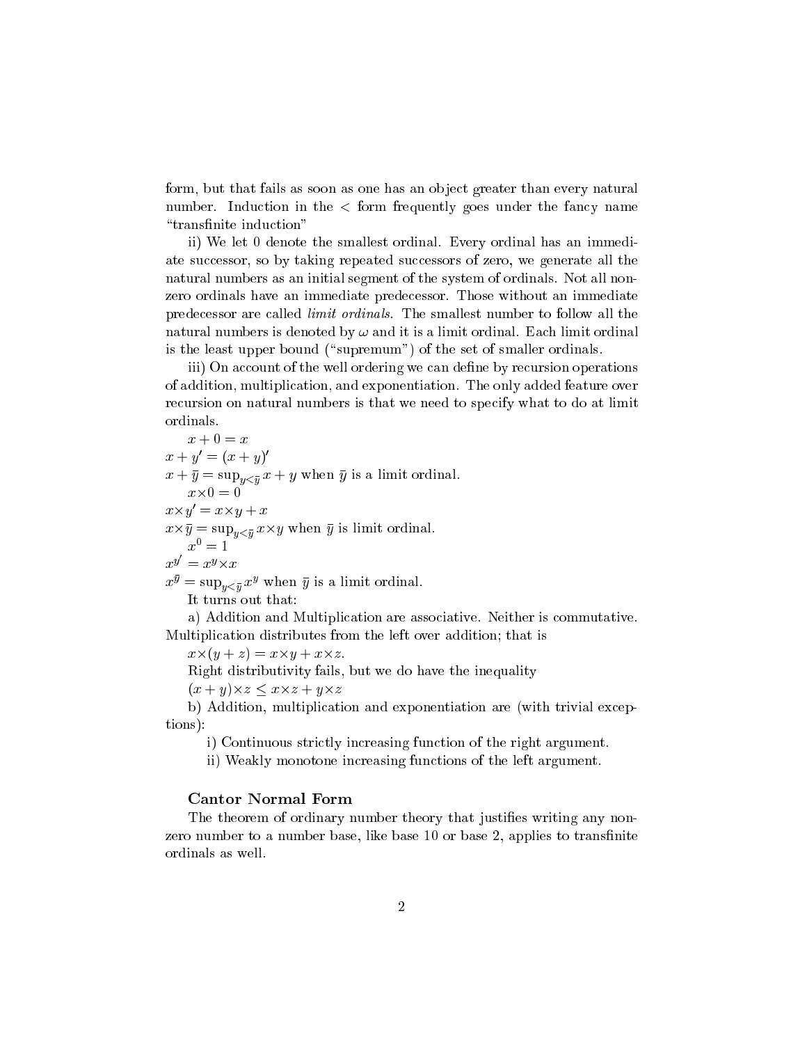form, but that fails as soon as one has an object greater than every natural number. Induction in the $<$ form frequently goes under the fancy name "transfinite induction"

ii) We let 0 denote the smallest ordinal. Every ordinal has an immediate successor, so by taking repeated successors of zero, we generate all the natural numbers as an initial segment of the system of ordinals. Not all non-zero ordinals have an immediate predecessor. Those without an immediate predecessor are called *limit ordinals*. The smallest number to follow all the natural numbers is denoted by $\omega$ and it is a limit ordinal. Each limit ordinal is the least upper bound ("supremum") of the set of smaller ordinals.

iii) On account of the well ordering we can define by recursion operations of addition, multiplication, and exponentiation. The only added feature over recursion on natural numbers is that we need to specify what to do at limit ordinals.

$x + 0 = x$

$x + y' = (x + y)'$

$x + \bar{y} = \sup_{y<\bar{y}} x + y$ when $\bar{y}$ is a limit ordinal.

$x \times 0 = 0$

$x \times y' = x \times y + x$

$x \times \bar{y} = \sup_{y<\bar{y}} x \times y$ when $\bar{y}$ is limit ordinal.

$x^0 = 1$

$x^{y'} = x^y \times x$

$x^{\bar{y}} = \sup_{y<\bar{y}} x^y$ when $\bar{y}$ is a limit ordinal.

It turns out that:

a) Addition and Multiplication are associative. Neither is commutative. Multiplication distributes from the left over addition; that is

$x \times (y + z) = x \times y + x \times z$.

Right distributivity fails, but we do have the inequality

$(x + y) \times z \leq x \times z + y \times z$

b) Addition, multiplication and exponentiation are (with trivial exceptions):

i) Continuous strictly increasing function of the right argument.

ii) Weakly monotone increasing functions of the left argument.

### Cantor Normal Form

The theorem of ordinary number theory that justifies writing any nonzero number to a number base, like base 10 or base 2, applies to transfinite ordinals as well.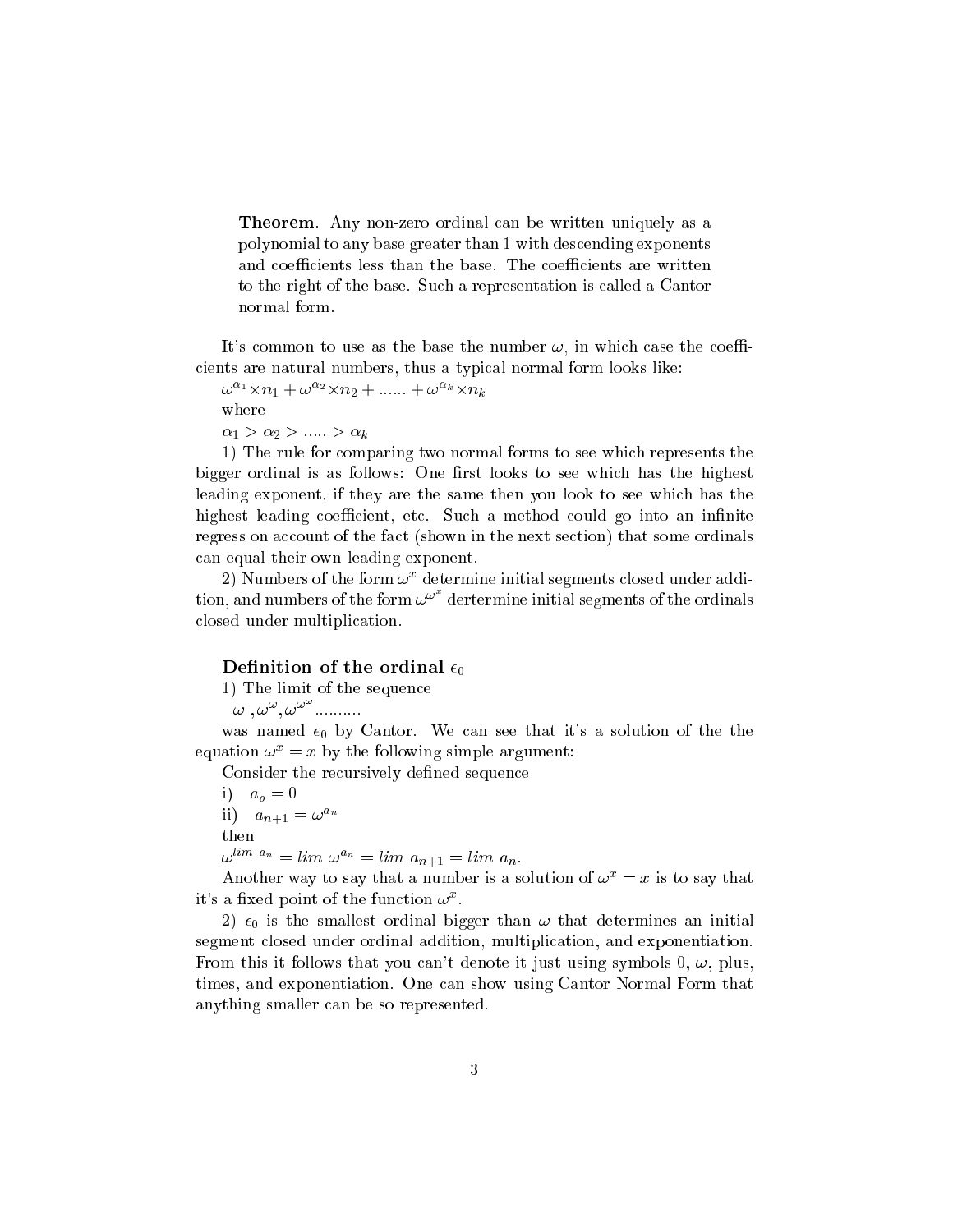**Theorem**. Any non-zero ordinal can be written uniquely as a polynomial to any base greater than 1 with descending exponents and coefficients less than the base. The coefficients are written to the right of the base. Such a representation is called a Cantor normal form.

It's common to use as the base the number $\omega$, in which case the coefficients are natural numbers, thus a typical normal form looks like:

$\omega^{\alpha_1} \times n_1 + \omega^{\alpha_2} \times n_2 + \ldots\ldots + \omega^{\alpha_k} \times n_k$

where

$\alpha_1 > \alpha_2 > \ldots\ldots > \alpha_k$

1) The rule for comparing two normal forms to see which represents the bigger ordinal is as follows: One first looks to see which has the highest leading exponent, if they are the same then you look to see which has the highest leading coefficient, etc. Such a method could go into an infinite regress on account of the fact (shown in the next section) that some ordinals can equal their own leading exponent.

2) Numbers of the form $\omega^x$ determine initial segments closed under addition, and numbers of the form $\omega^{\omega^x}$ dertermine initial segments of the ordinals closed under multiplication.

### Definition of the ordinal $\epsilon_0$

1) The limit of the sequence

$\omega$ ,$\omega^\omega$,$\omega^{\omega^\omega}$ ..........

was named $\epsilon_0$ by Cantor. We can see that it's a solution of the the equation $\omega^x = x$ by the following simple argument:

Consider the recursively defined sequence

i) $a_o = 0$

ii) $a_{n+1} = \omega^{a_n}$

then

$\omega^{lim\ a_n} = lim\ \omega^{a_n} = lim\ a_{n+1} = lim\ a_n$.

Another way to say that a number is a solution of $\omega^x = x$ is to say that it's a fixed point of the function $\omega^x$.

2) $\epsilon_0$ is the smallest ordinal bigger than $\omega$ that determines an initial segment closed under ordinal addition, multiplication, and exponentiation. From this it follows that you can't denote it just using symbols 0, $\omega$, plus, times, and exponentiation. One can show using Cantor Normal Form that anything smaller can be so represented.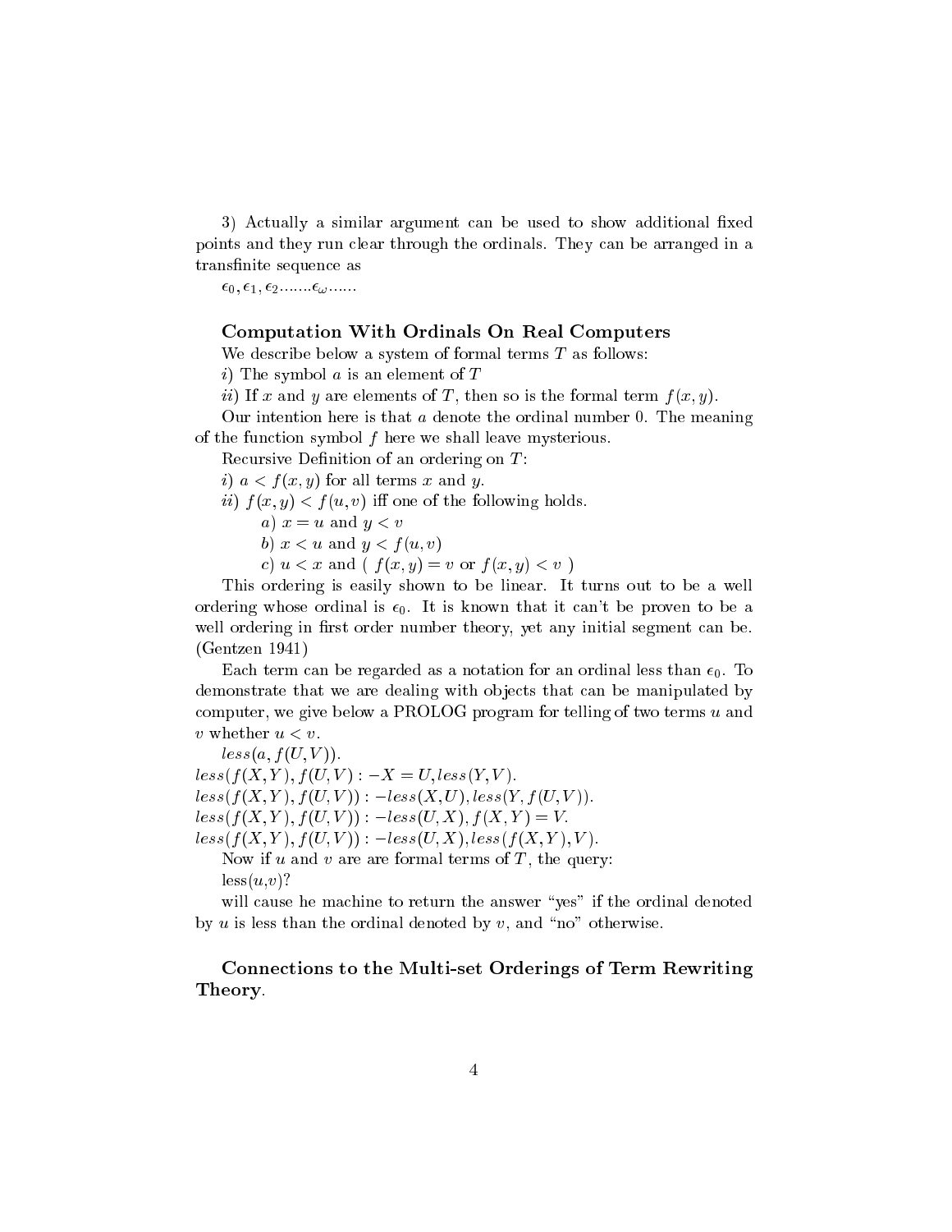3) Actually a similar argument can be used to show additional fixed points and they run clear through the ordinals. They can be arranged in a transfinite sequence as

$\epsilon_0, \epsilon_1, \epsilon_2 ....... \epsilon_\omega ......$

### Computation With Ordinals On Real Computers

We describe below a system of formal terms $T$ as follows:

*i*) The symbol $a$ is an element of $T$

*ii*) If $x$ and $y$ are elements of $T$, then so is the formal term $f(x, y)$.

Our intention here is that $a$ denote the ordinal number 0. The meaning of the function symbol $f$ here we shall leave mysterious.

Recursive Definition of an ordering on $T$:

*i*) $a < f(x, y)$ for all terms $x$ and $y$.

*ii*) $f(x, y) < f(u, v)$ iff one of the following holds.

*a*) $x = u$ and $y < v$

*b*) $x < u$ and $y < f(u, v)$

*c*) $u < x$ and ( $f(x, y) = v$ or $f(x, y) < v$ )

This ordering is easily shown to be linear. It turns out to be a well ordering whose ordinal is $\epsilon_0$. It is known that it can't be proven to be a well ordering in first order number theory, yet any initial segment can be. (Gentzen 1941)

Each term can be regarded as a notation for an ordinal less than $\epsilon_0$. To demonstrate that we are dealing with objects that can be manipulated by computer, we give below a PROLOG program for telling of two terms $u$ and $v$ whether $u < v$.

$less(a, f(U, V))$.
$less(f(X, Y), f(U, V) : -X = U, less(Y, V)$.
$less(f(X, Y), f(U, V)) : -less(X, U), less(Y, f(U, V))$.
$less(f(X, Y), f(U, V)) : -less(U, X), f(X, Y) = V$.
$less(f(X, Y), f(U, V)) : -less(U, X), less(f(X, Y), V)$.

Now if $u$ and $v$ are are formal terms of $T$, the query:

less($u$,$v$)?

will cause he machine to return the answer "yes" if the ordinal denoted by $u$ is less than the ordinal denoted by $v$, and "no" otherwise.

### Connections to the Multi-set Orderings of Term Rewriting Theory.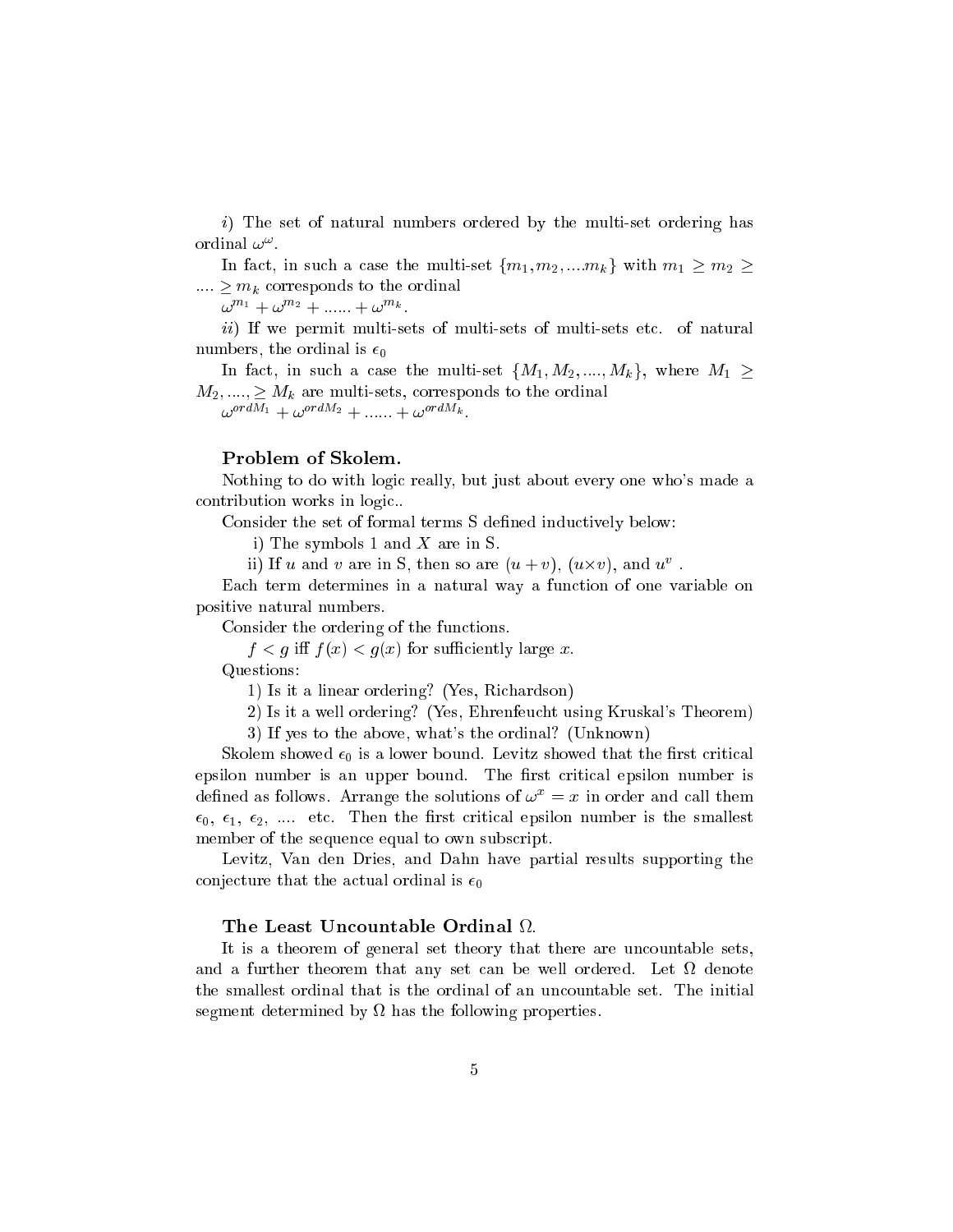*i*) The set of natural numbers ordered by the multi-set ordering has ordinal $\omega^\omega$.

In fact, in such a case the multi-set $\{m_1, m_2, ....m_k\}$ with $m_1 \geq m_2 \geq .... \geq m_k$ corresponds to the ordinal

$\omega^{m_1} + \omega^{m_2} + ...... + \omega^{m_k}$.

*ii*) If we permit multi-sets of multi-sets of multi-sets etc. of natural numbers, the ordinal is $\epsilon_0$

In fact, in such a case the multi-set $\{M_1, M_2, ...., M_k\}$, where $M_1 \geq M_2, ...., \geq M_k$ are multi-sets, corresponds to the ordinal

$\omega^{ordM_1} + \omega^{ordM_2} + ...... + \omega^{ordM_k}$.

**Problem of Skolem.**

Nothing to do with logic really, but just about every one who's made a contribution works in logic..

Consider the set of formal terms S defined inductively below:

i) The symbols 1 and $X$ are in S.

ii) If $u$ and $v$ are in S, then so are $(u + v)$, $(u \times v)$, and $u^v$ .

Each term determines in a natural way a function of one variable on positive natural numbers.

Consider the ordering of the functions.

$f < g$ iff $f(x) < g(x)$ for sufficiently large $x$.

Questions:

1) Is it a linear ordering? (Yes, Richardson)

2) Is it a well ordering? (Yes, Ehrenfeucht using Kruskal's Theorem)

3) If yes to the above, what's the ordinal? (Unknown)

Skolem showed $\epsilon_0$ is a lower bound. Levitz showed that the first critical epsilon number is an upper bound. The first critical epsilon number is defined as follows. Arrange the solutions of $\omega^x = x$ in order and call them $\epsilon_0$, $\epsilon_1$, $\epsilon_2$, .... etc. Then the first critical epsilon number is the smallest member of the sequence equal to own subscript.

Levitz, Van den Dries, and Dahn have partial results supporting the conjecture that the actual ordinal is $\epsilon_0$

**The Least Uncountable Ordinal $\Omega$.**

It is a theorem of general set theory that there are uncountable sets, and a further theorem that any set can be well ordered. Let $\Omega$ denote the smallest ordinal that is the ordinal of an uncountable set. The initial segment determined by $\Omega$ has the following properties.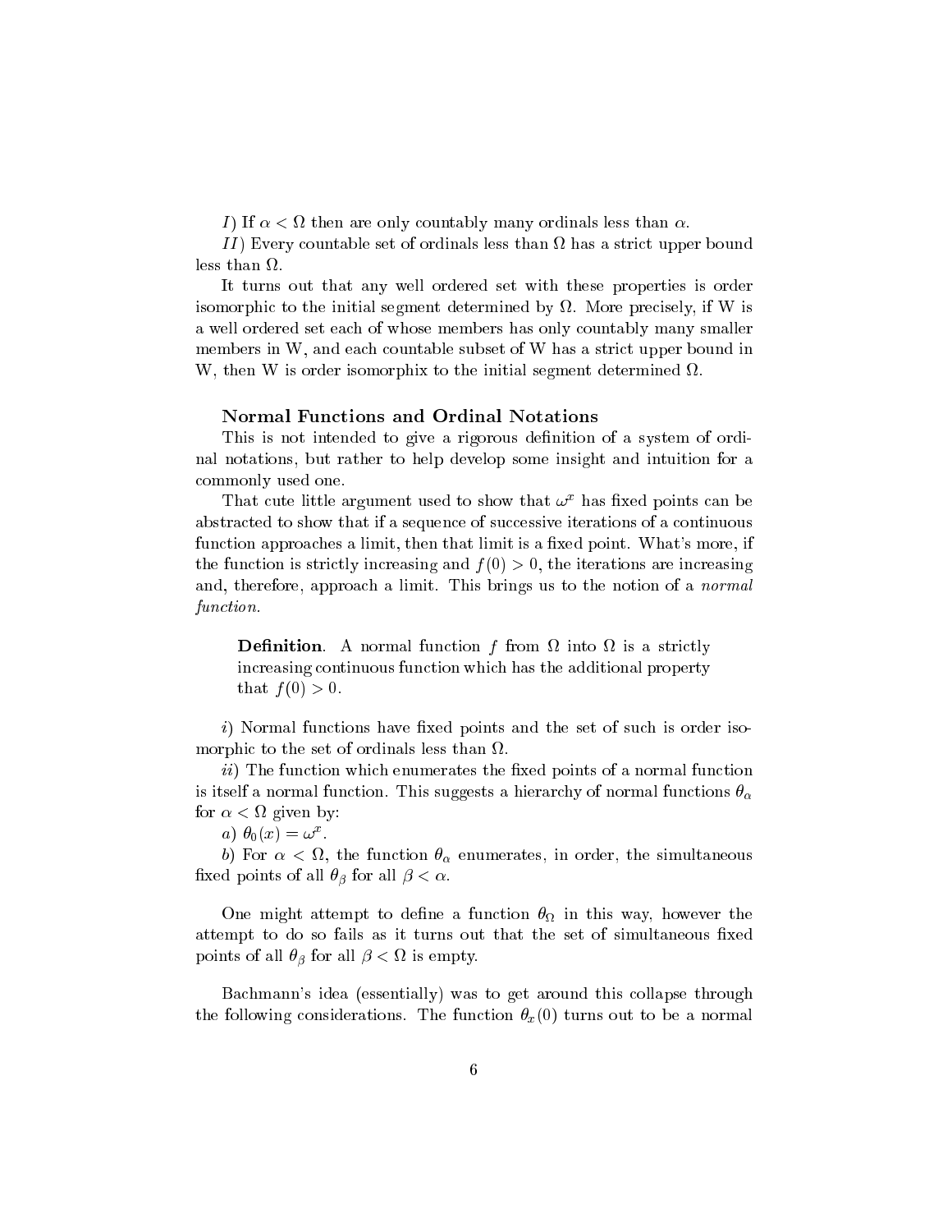*I*) If $\alpha < \Omega$ then are only countably many ordinals less than $\alpha$.

*II*) Every countable set of ordinals less than $\Omega$ has a strict upper bound less than $\Omega$.

It turns out that any well ordered set with these properties is order isomorphic to the initial segment determined by $\Omega$. More precisely, if W is a well ordered set each of whose members has only countably many smaller members in W, and each countable subset of W has a strict upper bound in W, then W is order isomorphix to the initial segment determined $\Omega$.

### Normal Functions and Ordinal Notations

This is not intended to give a rigorous definition of a system of ordinal notations, but rather to help develop some insight and intuition for a commonly used one.

That cute little argument used to show that $\omega^x$ has fixed points can be abstracted to show that if a sequence of successive iterations of a continuous function approaches a limit, then that limit is a fixed point. What's more, if the function is strictly increasing and $f(0) > 0$, the iterations are increasing and, therefore, approach a limit. This brings us to the notion of a *normal function*.

> **Definition**. A normal function $f$ from $\Omega$ into $\Omega$ is a strictly increasing continuous function which has the additional property that $f(0) > 0$.

*i*) Normal functions have fixed points and the set of such is order isomorphic to the set of ordinals less than $\Omega$.

*ii*) The function which enumerates the fixed points of a normal function is itself a normal function. This suggests a hierarchy of normal functions $\theta_\alpha$ for $\alpha < \Omega$ given by:

*a*) $\theta_0(x) = \omega^x$.

*b*) For $\alpha < \Omega$, the function $\theta_\alpha$ enumerates, in order, the simultaneous fixed points of all $\theta_\beta$ for all $\beta < \alpha$.

One might attempt to define a function $\theta_\Omega$ in this way, however the attempt to do so fails as it turns out that the set of simultaneous fixed points of all $\theta_\beta$ for all $\beta < \Omega$ is empty.

Bachmann's idea (essentially) was to get around this collapse through the following considerations. The function $\theta_x(0)$ turns out to be a normal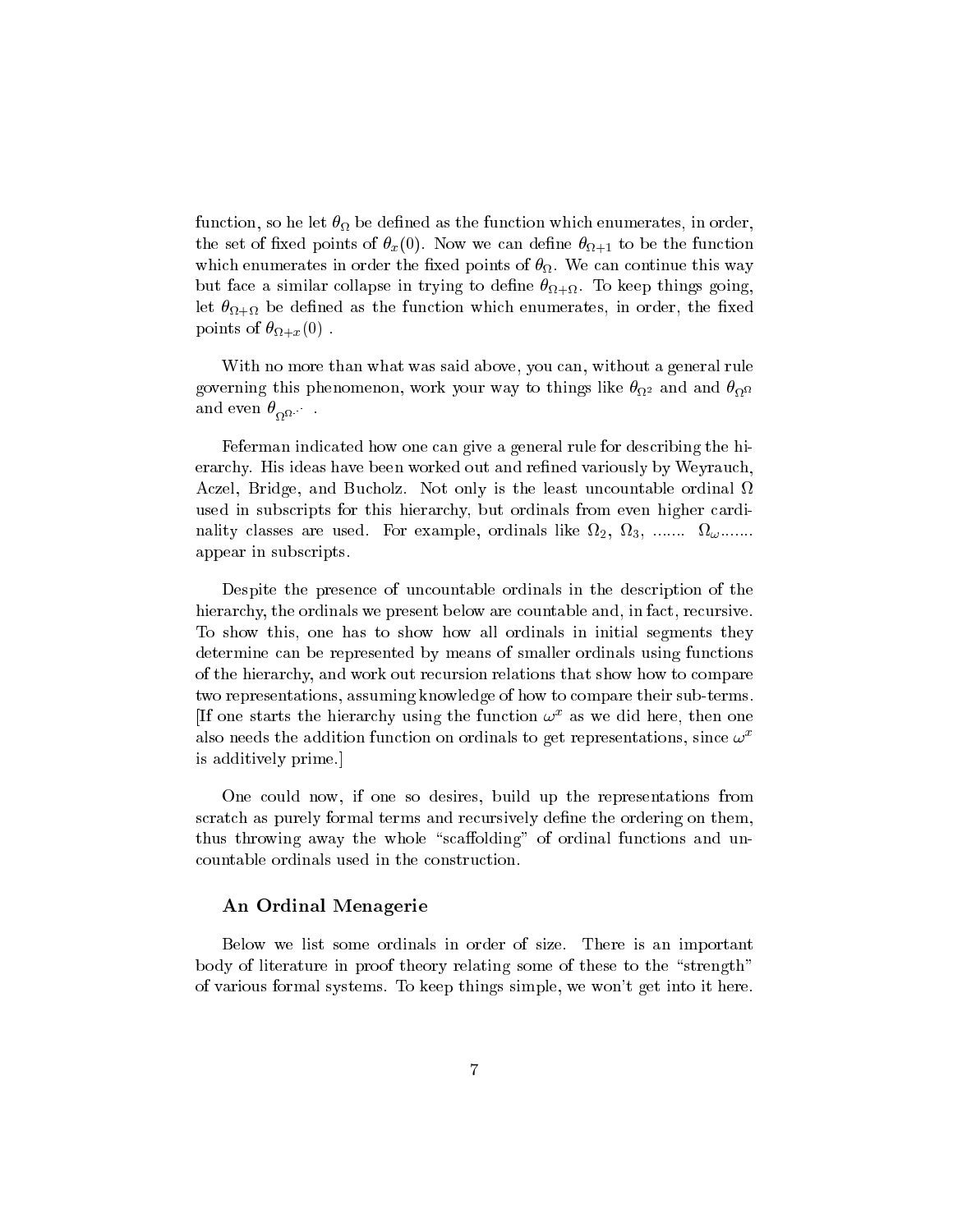function, so he let $\theta_\Omega$ be defined as the function which enumerates, in order, the set of fixed points of $\theta_x(0)$. Now we can define $\theta_{\Omega+1}$ to be the function which enumerates in order the fixed points of $\theta_\Omega$. We can continue this way but face a similar collapse in trying to define $\theta_{\Omega+\Omega}$. To keep things going, let $\theta_{\Omega+\Omega}$ be defined as the function which enumerates, in order, the fixed points of $\theta_{\Omega+x}(0)$ .

With no more than what was said above, you can, without a general rule governing this phenomenon, work your way to things like $\theta_{\Omega^2}$ and and $\theta_{\Omega^\Omega}$ and even $\theta_{\Omega^{\Omega^{\cdot^{\cdot^{\cdot}}}}}$ .

Feferman indicated how one can give a general rule for describing the hierarchy. His ideas have been worked out and refined variously by Weyrauch, Aczel, Bridge, and Bucholz. Not only is the least uncountable ordinal $\Omega$ used in subscripts for this hierarchy, but ordinals from even higher cardinality classes are used. For example, ordinals like $\Omega_2$, $\Omega_3$, ....... $\Omega_\omega$....... appear in subscripts.

Despite the presence of uncountable ordinals in the description of the hierarchy, the ordinals we present below are countable and, in fact, recursive. To show this, one has to show how all ordinals in initial segments they determine can be represented by means of smaller ordinals using functions of the hierarchy, and work out recursion relations that show how to compare two representations, assuming knowledge of how to compare their sub-terms. [If one starts the hierarchy using the function $\omega^x$ as we did here, then one also needs the addition function on ordinals to get representations, since $\omega^x$ is additively prime.]

One could now, if one so desires, build up the representations from scratch as purely formal terms and recursively define the ordering on them, thus throwing away the whole "scaffolding" of ordinal functions and uncountable ordinals used in the construction.

## An Ordinal Menagerie

Below we list some ordinals in order of size. There is an important body of literature in proof theory relating some of these to the "strength" of various formal systems. To keep things simple, we won't get into it here.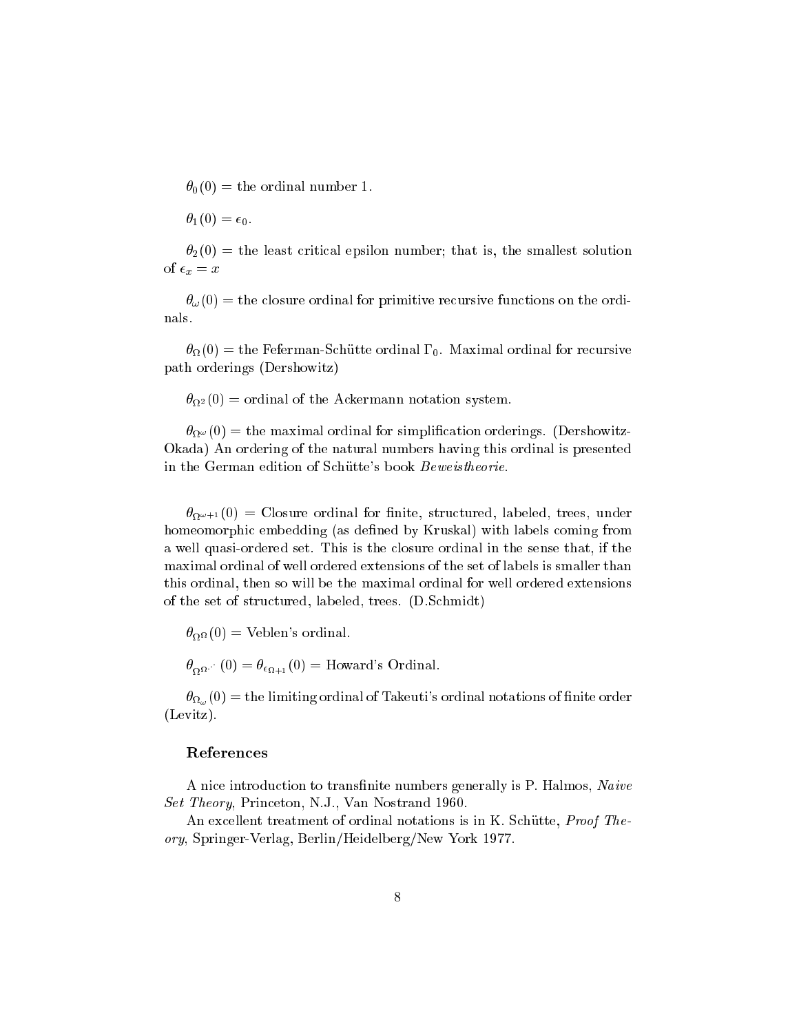$\theta_0(0) =$ the ordinal number 1.

$\theta_1(0) = \epsilon_0$.

$\theta_2(0) =$ the least critical epsilon number; that is, the smallest solution of $\epsilon_x = x$

$\theta_\omega(0) =$ the closure ordinal for primitive recursive functions on the ordinals.

$\theta_\Omega(0) =$ the Feferman-Schütte ordinal $\Gamma_0$. Maximal ordinal for recursive path orderings (Dershowitz)

$\theta_{\Omega^2}(0) =$ ordinal of the Ackermann notation system.

$\theta_{\Omega^\omega}(0) =$ the maximal ordinal for simplification orderings. (Dershowitz-Okada) An ordering of the natural numbers having this ordinal is presented in the German edition of Schütte's book *Beweistheorie*.

$\theta_{\Omega^{\omega+1}}(0) =$ Closure ordinal for finite, structured, labeled, trees, under homeomorphic embedding (as defined by Kruskal) with labels coming from a well quasi-ordered set. This is the closure ordinal in the sense that, if the maximal ordinal of well ordered extensions of the set of labels is smaller than this ordinal, then so will be the maximal ordinal for well ordered extensions of the set of structured, labeled, trees. (D.Schmidt)

$\theta_{\Omega^\Omega}(0) =$ Veblen's ordinal.

$\theta_{\Omega^{\Omega^{\cdot^{\cdot^{\cdot}}}}}(0) = \theta_{\epsilon_{\Omega+1}}(0) =$ Howard's Ordinal.

$\theta_{\Omega_\omega}(0) =$ the limiting ordinal of Takeuti's ordinal notations of finite order (Levitz).

## References

A nice introduction to transfinite numbers generally is P. Halmos, *Naive Set Theory*, Princeton, N.J., Van Nostrand 1960.

An excellent treatment of ordinal notations is in K. Schütte, *Proof Theory*, Springer-Verlag, Berlin/Heidelberg/New York 1977.